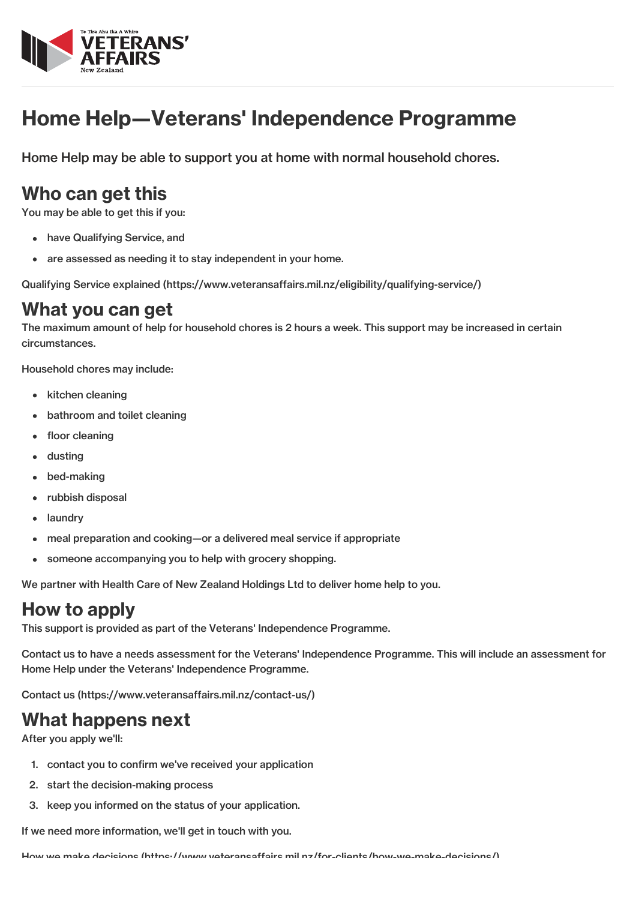# Home Help—Veterans' Independence Programme

Home Help may be able to support you at home with normal household chores.

## Who can get this

You may be able to get this if you:

- have Qualifying Service, and
- are assessed as needing it to stay independent in your home.

Qualifying Service explained (https://www.veteransaffairs.mil.nz/eligibility/qualifying-service/)

## What you can get

The maximum amount of help for household chores is 2 hours a week. This support may be increased in certain circumstances.

Household chores may include:

- kitchen cleaning
- bathroom and toilet cleaning
- floor cleaning
- dusting
- bed-making
- rubbish disposal
- laundry
- meal preparation and cooking—or a delivered meal service if appropriate
- someone accompanying you to help with grocery shopping.

We partner with Health Care of New Zealand Holdings Ltd to deliver home help to you.

## How to apply

This support is provided as part of the Veterans' Independence Programme.

Contact us to have a needs assessment for the Veterans' Independence Programme. This will include an assessment for Home Help under the Veterans' Independence Programme.

Contact us (https://www.veteransaffairs.mil.nz/contact-us/)

## What happens next

After you apply we'll:

1. contact you to confirm we've received your application
2. start the decision-making process
3. keep you informed on the status of your application.

If we need more information, we'll get in touch with you.

How we make decisions (https://www.veteransaffairs.mil.nz/for-clients/how-we-make-decisions/)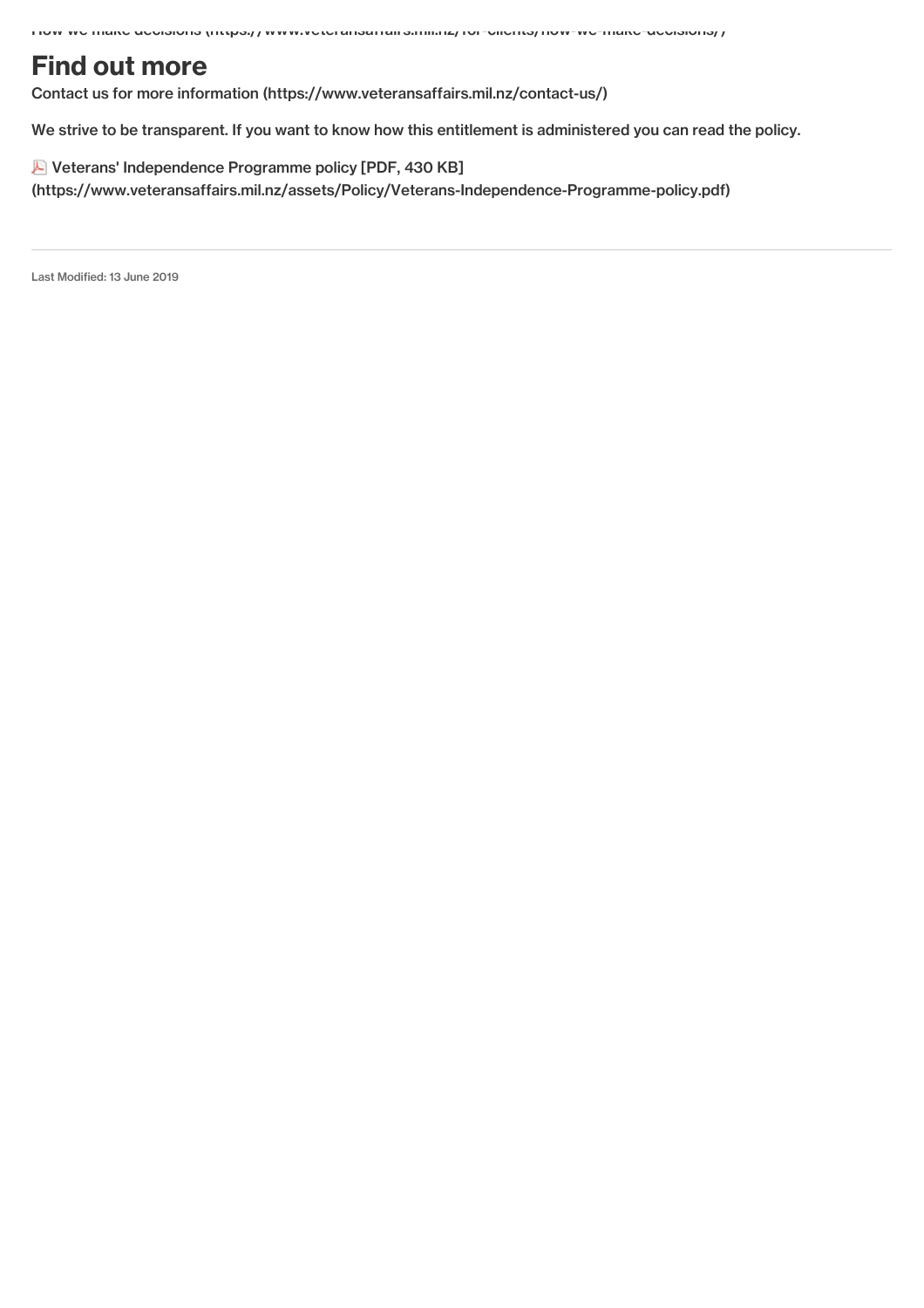How we make decisions (https://www.veteransaffairs.mil.nz/for-clients/how-we-make-decisions/)

## Find out more

Contact us for more information (https://www.veteransaffairs.mil.nz/contact-us/)

We strive to be transparent. If you want to know how this entitlement is administered you can read the policy.

Veterans' Independence Programme policy [PDF, 430 KB]
(https://www.veteransaffairs.mil.nz/assets/Policy/Veterans-Independence-Programme-policy.pdf)

---

Last Modified: 13 June 2019